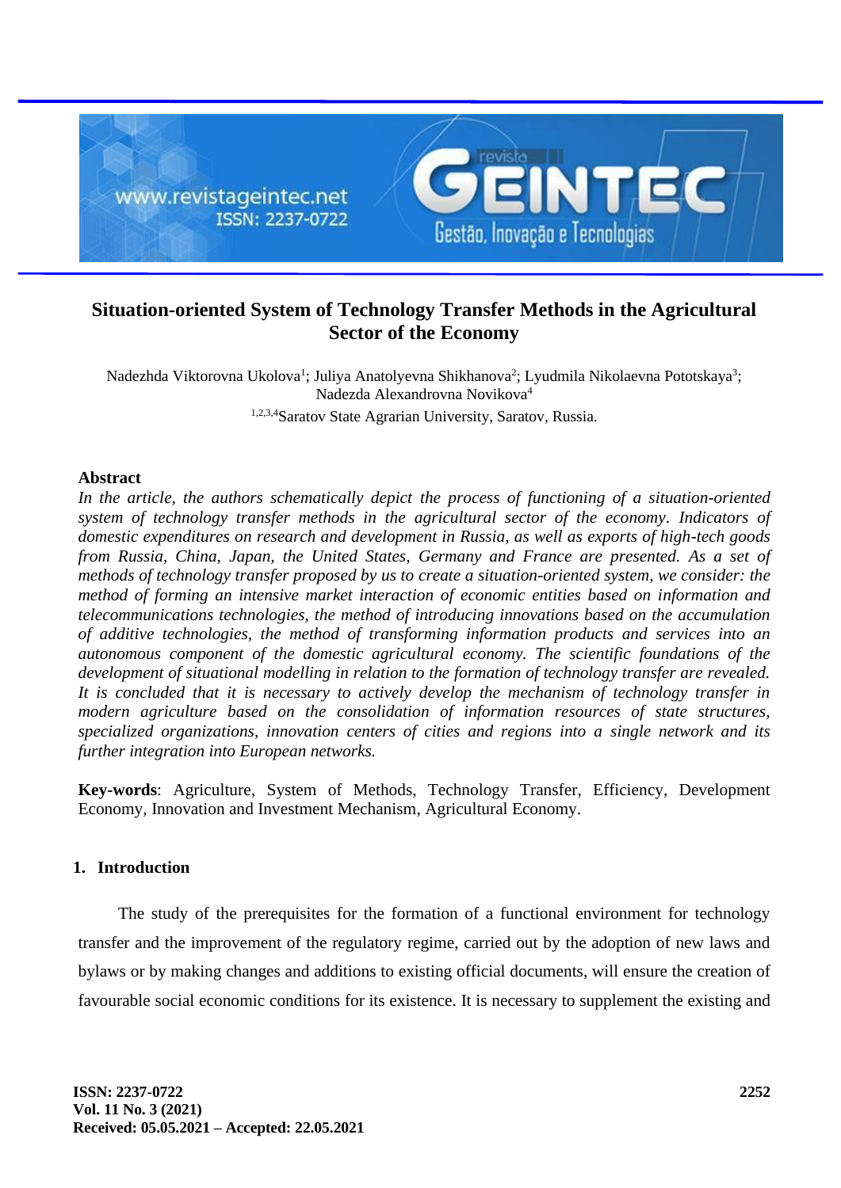# Situation-oriented System of Technology Transfer Methods in the Agricultural Sector of the Economy

Nadezhda Viktorovna Ukolova[1]; Juliya Anatolyevna Shikhanova[2]; Lyudmila Nikolaevna Pototskaya[3]; Nadezda Alexandrovna Novikova[4]

[1,2,3,4]Saratov State Agrarian University, Saratov, Russia.

## Abstract

*In the article, the authors schematically depict the process of functioning of a situation-oriented system of technology transfer methods in the agricultural sector of the economy. Indicators of domestic expenditures on research and development in Russia, as well as exports of high-tech goods from Russia, China, Japan, the United States, Germany and France are presented. As a set of methods of technology transfer proposed by us to create a situation-oriented system, we consider: the method of forming an intensive market interaction of economic entities based on information and telecommunications technologies, the method of introducing innovations based on the accumulation of additive technologies, the method of transforming information products and services into an autonomous component of the domestic agricultural economy. The scientific foundations of the development of situational modelling in relation to the formation of technology transfer are revealed. It is concluded that it is necessary to actively develop the mechanism of technology transfer in modern agriculture based on the consolidation of information resources of state structures, specialized organizations, innovation centers of cities and regions into a single network and its further integration into European networks.*

**Key-words**: Agriculture, System of Methods, Technology Transfer, Efficiency, Development Economy, Innovation and Investment Mechanism, Agricultural Economy.

## 1. Introduction

The study of the prerequisites for the formation of a functional environment for technology transfer and the improvement of the regulatory regime, carried out by the adoption of new laws and bylaws or by making changes and additions to existing official documents, will ensure the creation of favourable social economic conditions for its existence. It is necessary to supplement the existing and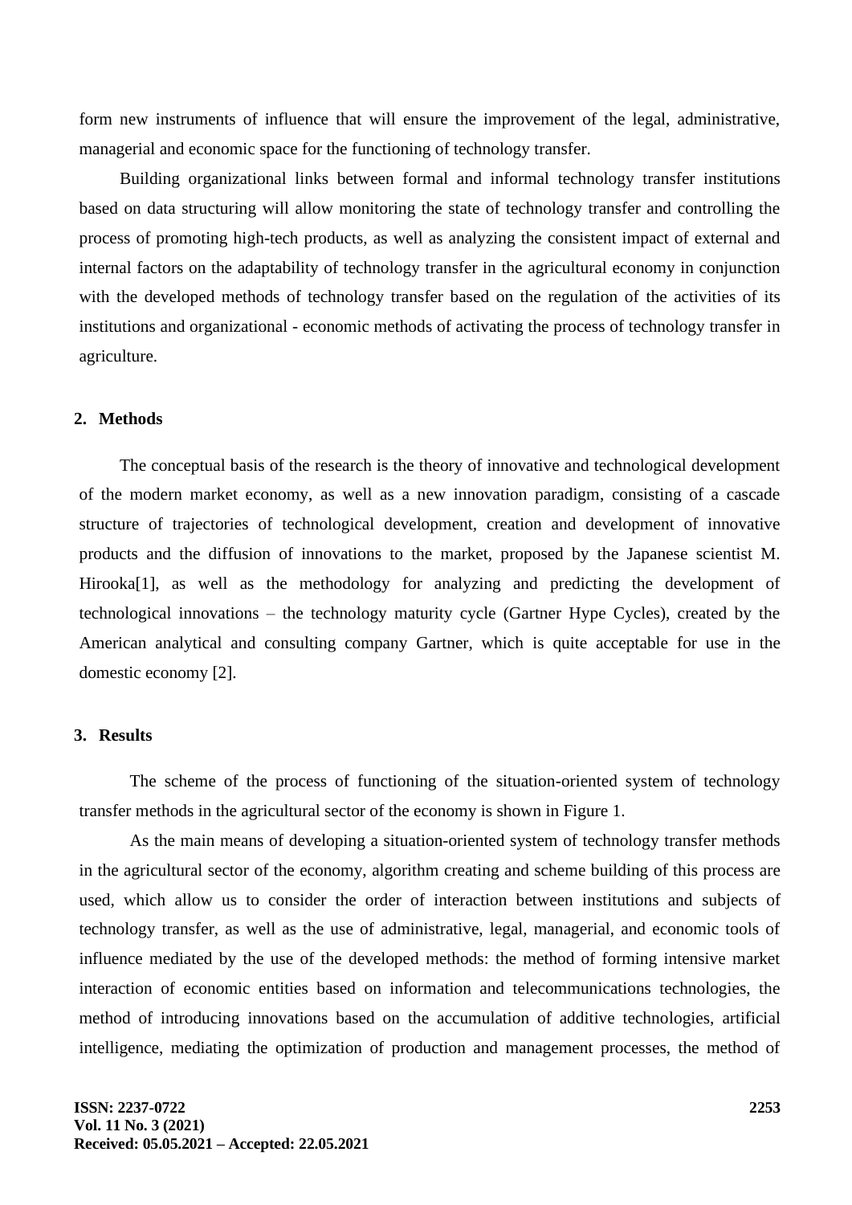form new instruments of influence that will ensure the improvement of the legal, administrative, managerial and economic space for the functioning of technology transfer.

Building organizational links between formal and informal technology transfer institutions based on data structuring will allow monitoring the state of technology transfer and controlling the process of promoting high-tech products, as well as analyzing the consistent impact of external and internal factors on the adaptability of technology transfer in the agricultural economy in conjunction with the developed methods of technology transfer based on the regulation of the activities of its institutions and organizational - economic methods of activating the process of technology transfer in agriculture.

## 2. Methods

The conceptual basis of the research is the theory of innovative and technological development of the modern market economy, as well as a new innovation paradigm, consisting of a cascade structure of trajectories of technological development, creation and development of innovative products and the diffusion of innovations to the market, proposed by the Japanese scientist M. Hirooka[1], as well as the methodology for analyzing and predicting the development of technological innovations – the technology maturity cycle (Gartner Hype Cycles), created by the American analytical and consulting company Gartner, which is quite acceptable for use in the domestic economy [2].

## 3. Results

The scheme of the process of functioning of the situation-oriented system of technology transfer methods in the agricultural sector of the economy is shown in Figure 1.

As the main means of developing a situation-oriented system of technology transfer methods in the agricultural sector of the economy, algorithm creating and scheme building of this process are used, which allow us to consider the order of interaction between institutions and subjects of technology transfer, as well as the use of administrative, legal, managerial, and economic tools of influence mediated by the use of the developed methods: the method of forming intensive market interaction of economic entities based on information and telecommunications technologies, the method of introducing innovations based on the accumulation of additive technologies, artificial intelligence, mediating the optimization of production and management processes, the method of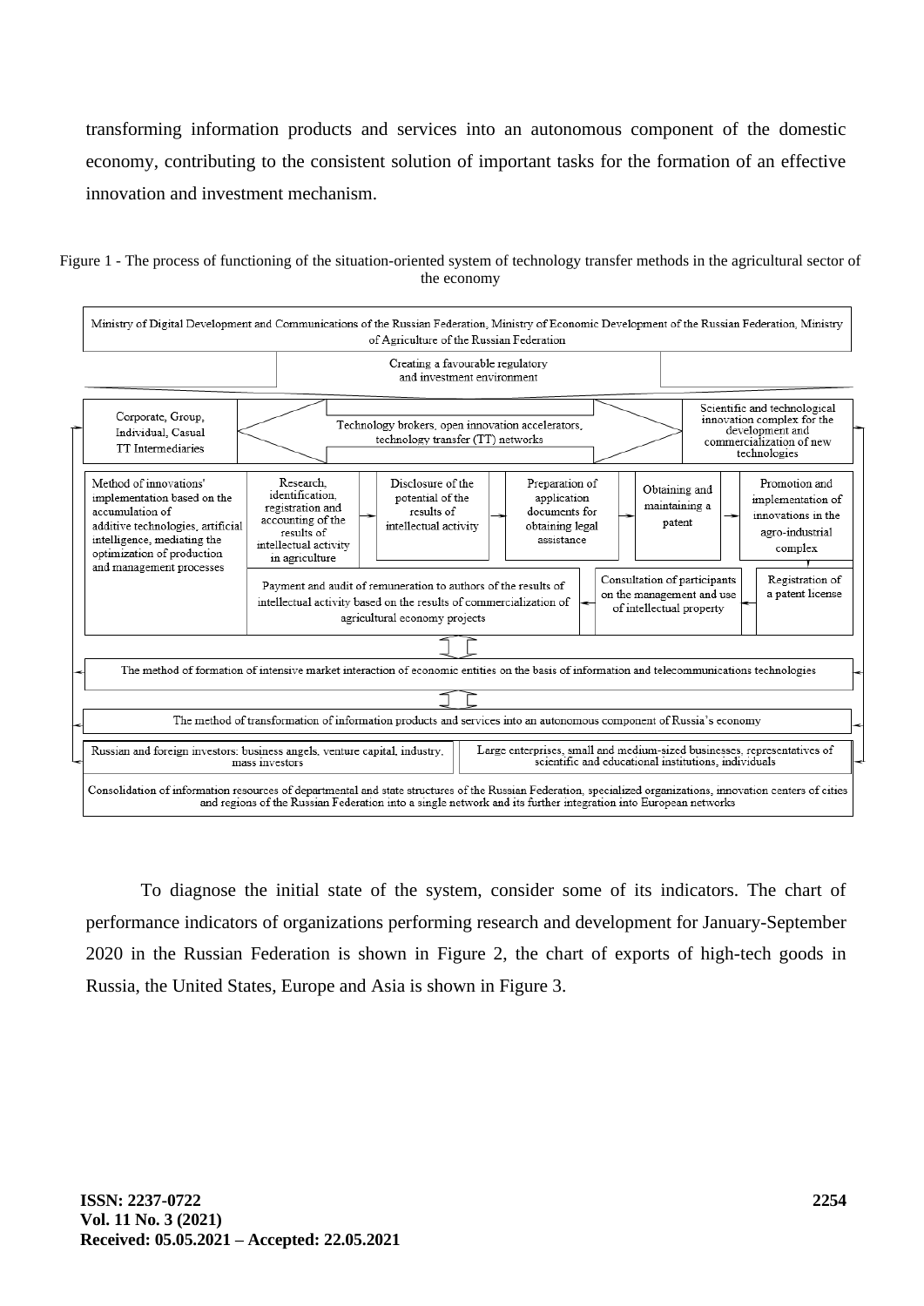transforming information products and services into an autonomous component of the domestic economy, contributing to the consistent solution of important tasks for the formation of an effective innovation and investment mechanism.

Figure 1 - The process of functioning of the situation-oriented system of technology transfer methods in the agricultural sector of the economy

Ministry of Digital Development and Communications of the Russian Federation, Ministry of Economic Development of the Russian Federation, Ministry of Agriculture of the Russian Federation

Creating a favourable regulatory and investment environment

Corporate, Group, Individual, Casual TT Intermediaries

Technology brokers, open innovation accelerators, technology transfer (TT) networks

Scientific and technological innovation complex for the development and commercialization of new technologies

Method of innovations' implementation based on the accumulation of additive technologies, artificial intelligence, mediating the optimization of production and management processes

Research, identification, registration and accounting of the results of intellectual activity in agriculture

Disclosure of the potential of the results of intellectual activity

Preparation of application documents for obtaining legal assistance

Obtaining and maintaining a patent

Promotion and implementation of innovations in the agro-industrial complex

Payment and audit of remuneration to authors of the results of intellectual activity based on the results of commercialization of agricultural economy projects

Consultation of participants on the management and use of intellectual property

Registration of a patent license

The method of formation of intensive market interaction of economic entities on the basis of information and telecommunications technologies

The method of transformation of information products and services into an autonomous component of Russia's economy

Russian and foreign investors: business angels, venture capital, industry, mass investors

Large enterprises, small and medium-sized businesses, representatives of scientific and educational institutions, individuals

Consolidation of information resources of departmental and state structures of the Russian Federation, specialized organizations, innovation centers of cities and regions of the Russian Federation into a single network and its further integration into European networks

To diagnose the initial state of the system, consider some of its indicators. The chart of performance indicators of organizations performing research and development for January-September 2020 in the Russian Federation is shown in Figure 2, the chart of exports of high-tech goods in Russia, the United States, Europe and Asia is shown in Figure 3.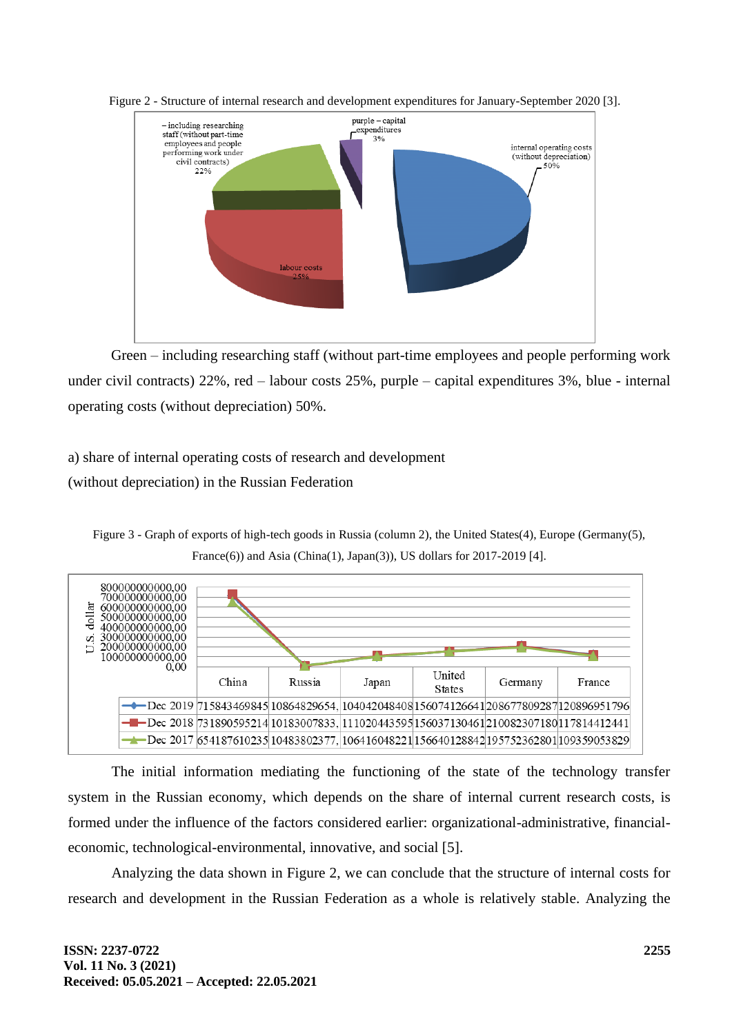Figure 2 - Structure of internal research and development expenditures for January-September 2020 [3].

Green – including researching staff (without part-time employees and people performing work under civil contracts) 22%, red – labour costs 25%, purple – capital expenditures 3%, blue - internal operating costs (without depreciation) 50%.

a) share of internal operating costs of research and development (without depreciation) in the Russian Federation

Figure 3 - Graph of exports of high-tech goods in Russia (column 2), the United States(4), Europe (Germany(5), France(6)) and Asia (China(1), Japan(3)), US dollars for 2017-2019 [4].

| | China | Russia | Japan | United States | Germany | France |
|---|---|---|---|---|---|---|
| Dec 2019 | 715843469845 | 10864829654, | 104042048408 | 156074126641 | 208677809287 | 120896951796 |
| Dec 2018 | 731890595214 | 10183007833, | 111020443595 | 156037130461 | 210082307180 | 117814412441 |
| Dec 2017 | 654187610235 | 10483802377, | 106416048221 | 156640128842 | 195752362801 | 109359053829 |

The initial information mediating the functioning of the state of the technology transfer system in the Russian economy, which depends on the share of internal current research costs, is formed under the influence of the factors considered earlier: organizational-administrative, financial-economic, technological-environmental, innovative, and social [5].

Analyzing the data shown in Figure 2, we can conclude that the structure of internal costs for research and development in the Russian Federation as a whole is relatively stable. Analyzing the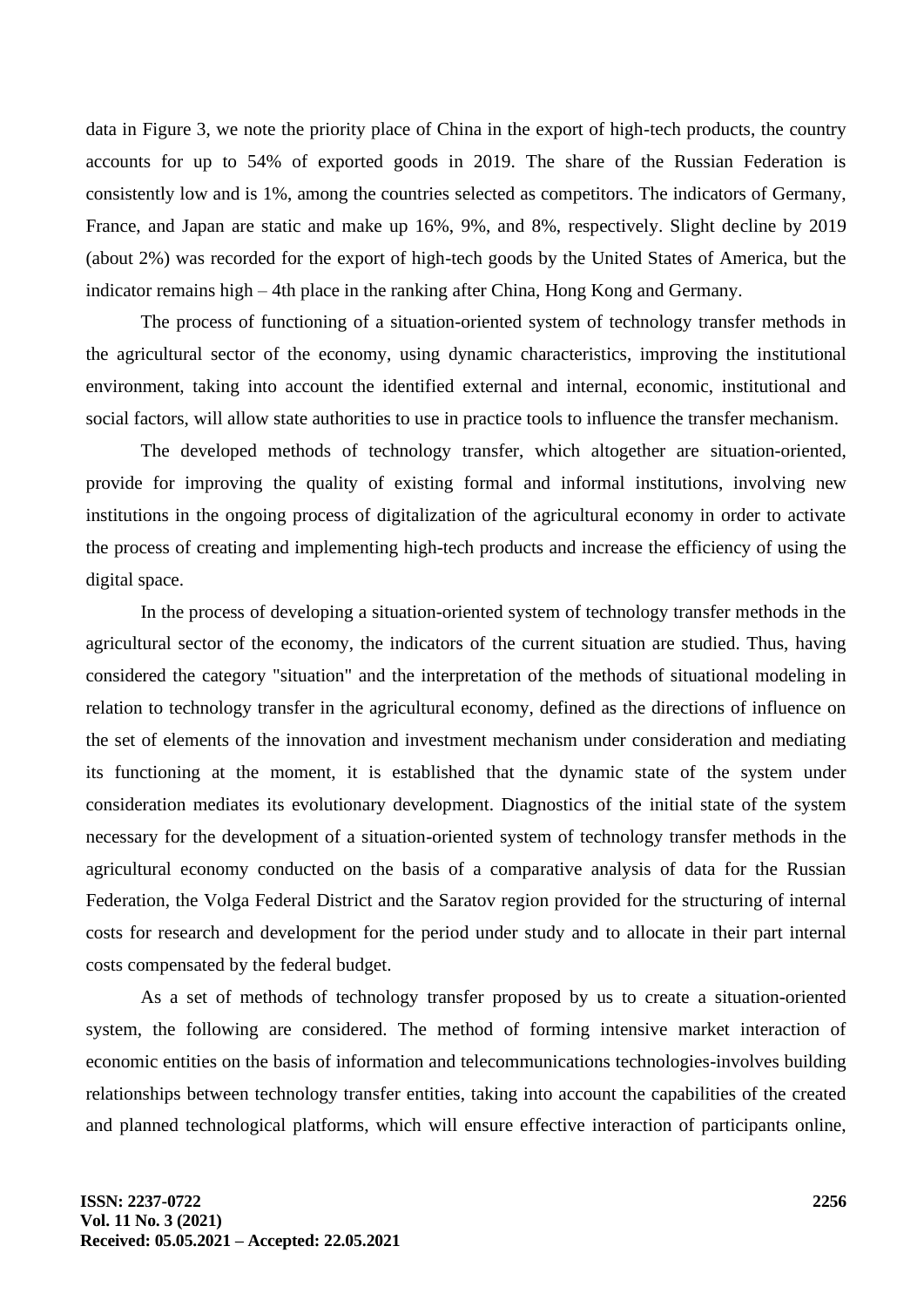data in Figure 3, we note the priority place of China in the export of high-tech products, the country accounts for up to 54% of exported goods in 2019. The share of the Russian Federation is consistently low and is 1%, among the countries selected as competitors. The indicators of Germany, France, and Japan are static and make up 16%, 9%, and 8%, respectively. Slight decline by 2019 (about 2%) was recorded for the export of high-tech goods by the United States of America, but the indicator remains high – 4th place in the ranking after China, Hong Kong and Germany.

The process of functioning of a situation-oriented system of technology transfer methods in the agricultural sector of the economy, using dynamic characteristics, improving the institutional environment, taking into account the identified external and internal, economic, institutional and social factors, will allow state authorities to use in practice tools to influence the transfer mechanism.

The developed methods of technology transfer, which altogether are situation-oriented, provide for improving the quality of existing formal and informal institutions, involving new institutions in the ongoing process of digitalization of the agricultural economy in order to activate the process of creating and implementing high-tech products and increase the efficiency of using the digital space.

In the process of developing a situation-oriented system of technology transfer methods in the agricultural sector of the economy, the indicators of the current situation are studied. Thus, having considered the category "situation" and the interpretation of the methods of situational modeling in relation to technology transfer in the agricultural economy, defined as the directions of influence on the set of elements of the innovation and investment mechanism under consideration and mediating its functioning at the moment, it is established that the dynamic state of the system under consideration mediates its evolutionary development. Diagnostics of the initial state of the system necessary for the development of a situation-oriented system of technology transfer methods in the agricultural economy conducted on the basis of a comparative analysis of data for the Russian Federation, the Volga Federal District and the Saratov region provided for the structuring of internal costs for research and development for the period under study and to allocate in their part internal costs compensated by the federal budget.

As a set of methods of technology transfer proposed by us to create a situation-oriented system, the following are considered. The method of forming intensive market interaction of economic entities on the basis of information and telecommunications technologies-involves building relationships between technology transfer entities, taking into account the capabilities of the created and planned technological platforms, which will ensure effective interaction of participants online,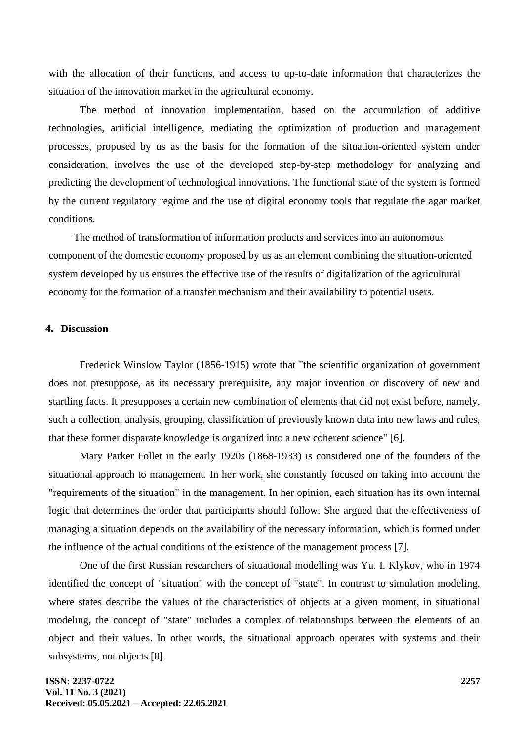with the allocation of their functions, and access to up-to-date information that characterizes the situation of the innovation market in the agricultural economy.

The method of innovation implementation, based on the accumulation of additive technologies, artificial intelligence, mediating the optimization of production and management processes, proposed by us as the basis for the formation of the situation-oriented system under consideration, involves the use of the developed step-by-step methodology for analyzing and predicting the development of technological innovations. The functional state of the system is formed by the current regulatory regime and the use of digital economy tools that regulate the agar market conditions.

The method of transformation of information products and services into an autonomous component of the domestic economy proposed by us as an element combining the situation-oriented system developed by us ensures the effective use of the results of digitalization of the agricultural economy for the formation of a transfer mechanism and their availability to potential users.

## 4. Discussion

Frederick Winslow Taylor (1856-1915) wrote that "the scientific organization of government does not presuppose, as its necessary prerequisite, any major invention or discovery of new and startling facts. It presupposes a certain new combination of elements that did not exist before, namely, such a collection, analysis, grouping, classification of previously known data into new laws and rules, that these former disparate knowledge is organized into a new coherent science" [6].

Mary Parker Follet in the early 1920s (1868-1933) is considered one of the founders of the situational approach to management. In her work, she constantly focused on taking into account the "requirements of the situation" in the management. In her opinion, each situation has its own internal logic that determines the order that participants should follow. She argued that the effectiveness of managing a situation depends on the availability of the necessary information, which is formed under the influence of the actual conditions of the existence of the management process [7].

One of the first Russian researchers of situational modelling was Yu. I. Klykov, who in 1974 identified the concept of "situation" with the concept of "state". In contrast to simulation modeling, where states describe the values of the characteristics of objects at a given moment, in situational modeling, the concept of "state" includes a complex of relationships between the elements of an object and their values. In other words, the situational approach operates with systems and their subsystems, not objects [8].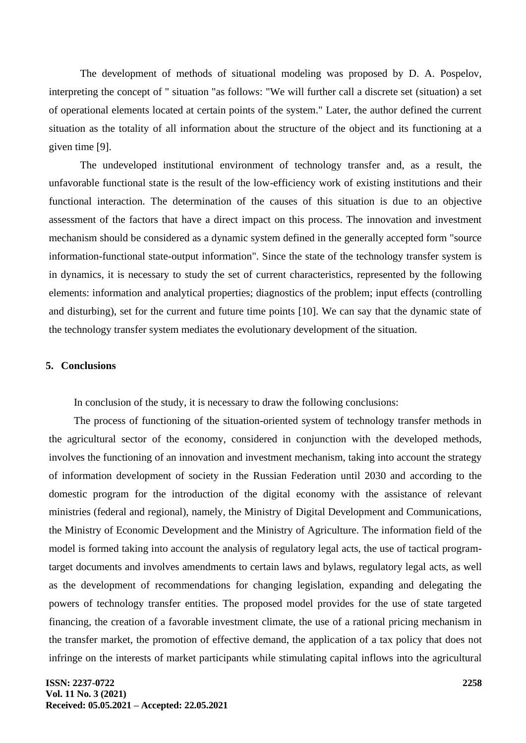The development of methods of situational modeling was proposed by D. A. Pospelov, interpreting the concept of " situation "as follows: "We will further call a discrete set (situation) a set of operational elements located at certain points of the system." Later, the author defined the current situation as the totality of all information about the structure of the object and its functioning at a given time [9].

The undeveloped institutional environment of technology transfer and, as a result, the unfavorable functional state is the result of the low-efficiency work of existing institutions and their functional interaction. The determination of the causes of this situation is due to an objective assessment of the factors that have a direct impact on this process. The innovation and investment mechanism should be considered as a dynamic system defined in the generally accepted form "source information-functional state-output information". Since the state of the technology transfer system is in dynamics, it is necessary to study the set of current characteristics, represented by the following elements: information and analytical properties; diagnostics of the problem; input effects (controlling and disturbing), set for the current and future time points [10]. We can say that the dynamic state of the technology transfer system mediates the evolutionary development of the situation.

## 5. Conclusions

In conclusion of the study, it is necessary to draw the following conclusions:

The process of functioning of the situation-oriented system of technology transfer methods in the agricultural sector of the economy, considered in conjunction with the developed methods, involves the functioning of an innovation and investment mechanism, taking into account the strategy of information development of society in the Russian Federation until 2030 and according to the domestic program for the introduction of the digital economy with the assistance of relevant ministries (federal and regional), namely, the Ministry of Digital Development and Communications, the Ministry of Economic Development and the Ministry of Agriculture. The information field of the model is formed taking into account the analysis of regulatory legal acts, the use of tactical program-target documents and involves amendments to certain laws and bylaws, regulatory legal acts, as well as the development of recommendations for changing legislation, expanding and delegating the powers of technology transfer entities. The proposed model provides for the use of state targeted financing, the creation of a favorable investment climate, the use of a rational pricing mechanism in the transfer market, the promotion of effective demand, the application of a tax policy that does not infringe on the interests of market participants while stimulating capital inflows into the agricultural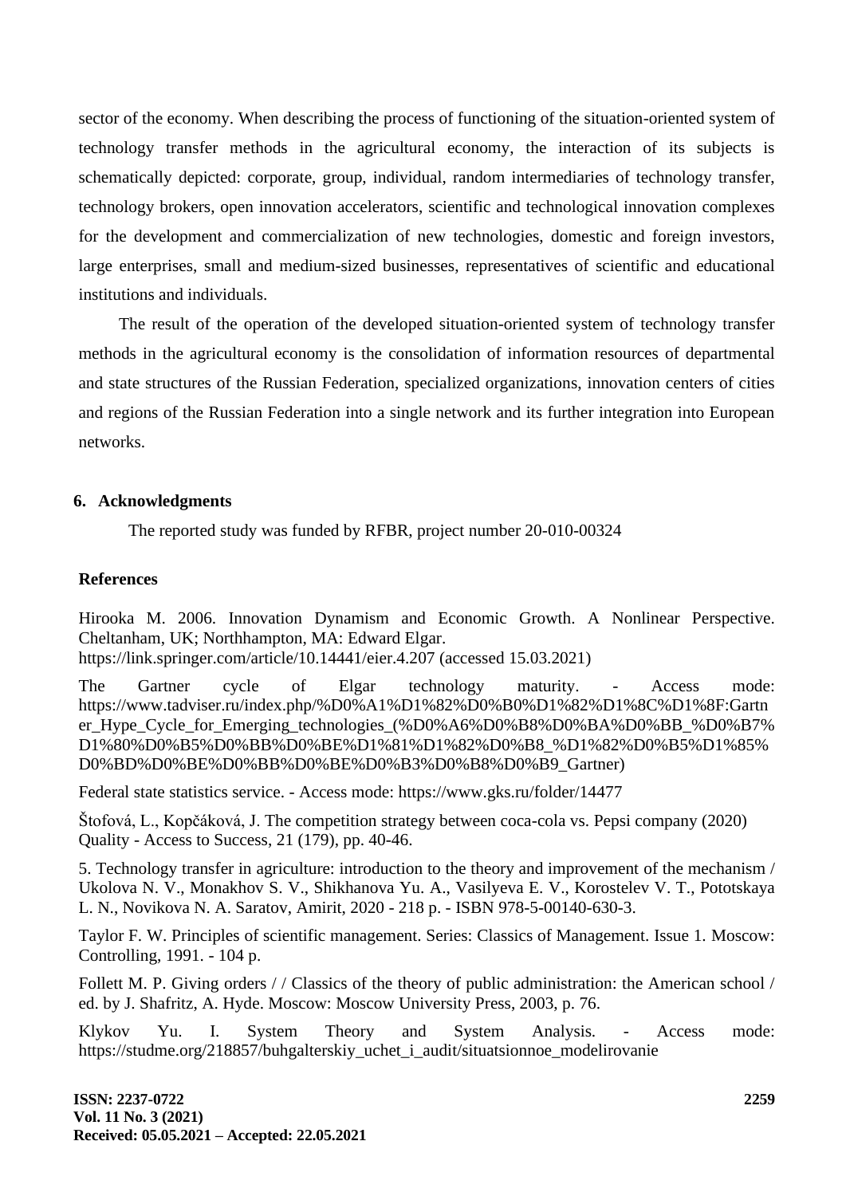sector of the economy. When describing the process of functioning of the situation-oriented system of technology transfer methods in the agricultural economy, the interaction of its subjects is schematically depicted: corporate, group, individual, random intermediaries of technology transfer, technology brokers, open innovation accelerators, scientific and technological innovation complexes for the development and commercialization of new technologies, domestic and foreign investors, large enterprises, small and medium-sized businesses, representatives of scientific and educational institutions and individuals.

The result of the operation of the developed situation-oriented system of technology transfer methods in the agricultural economy is the consolidation of information resources of departmental and state structures of the Russian Federation, specialized organizations, innovation centers of cities and regions of the Russian Federation into a single network and its further integration into European networks.

## 6. Acknowledgments

The reported study was funded by RFBR, project number 20-010-00324

## References

Hirooka M. 2006. Innovation Dynamism and Economic Growth. A Nonlinear Perspective. Cheltanham, UK; Northhampton, MA: Edward Elgar. https://link.springer.com/article/10.14441/eier.4.207 (accessed 15.03.2021)

The Gartner cycle of Elgar technology maturity. - Access mode: https://www.tadviser.ru/index.php/%D0%A1%D1%82%D0%B0%D1%82%D1%8C%D1%8F:Gartner_Hype_Cycle_for_Emerging_technologies_(%D0%A6%D0%B8%D0%BA%D0%BB_%D0%B7%D1%80%D0%B5%D0%BB%D0%BE%D1%81%D1%82%D0%B8_%D1%82%D0%B5%D1%85%D0%BD%D0%BE%D0%BB%D0%BE%D0%B3%D0%B8%D0%B9_Gartner)

Federal state statistics service. - Access mode: https://www.gks.ru/folder/14477

Štofová, L., Kopčáková, J. The competition strategy between coca-cola vs. Pepsi company (2020) Quality - Access to Success, 21 (179), pp. 40-46.

5. Technology transfer in agriculture: introduction to the theory and improvement of the mechanism / Ukolova N. V., Monakhov S. V., Shikhanova Yu. A., Vasilyeva E. V., Korostelev V. T., Pototskaya L. N., Novikova N. A. Saratov, Amirit, 2020 - 218 p. - ISBN 978-5-00140-630-3.

Taylor F. W. Principles of scientific management. Series: Classics of Management. Issue 1. Moscow: Controlling, 1991. - 104 p.

Follett M. P. Giving orders / / Classics of the theory of public administration: the American school / ed. by J. Shafritz, A. Hyde. Moscow: Moscow University Press, 2003, p. 76.

Klykov Yu. I. System Theory and System Analysis. - Access mode: https://studme.org/218857/buhgalterskiy_uchet_i_audit/situatsionnoe_modelirovanie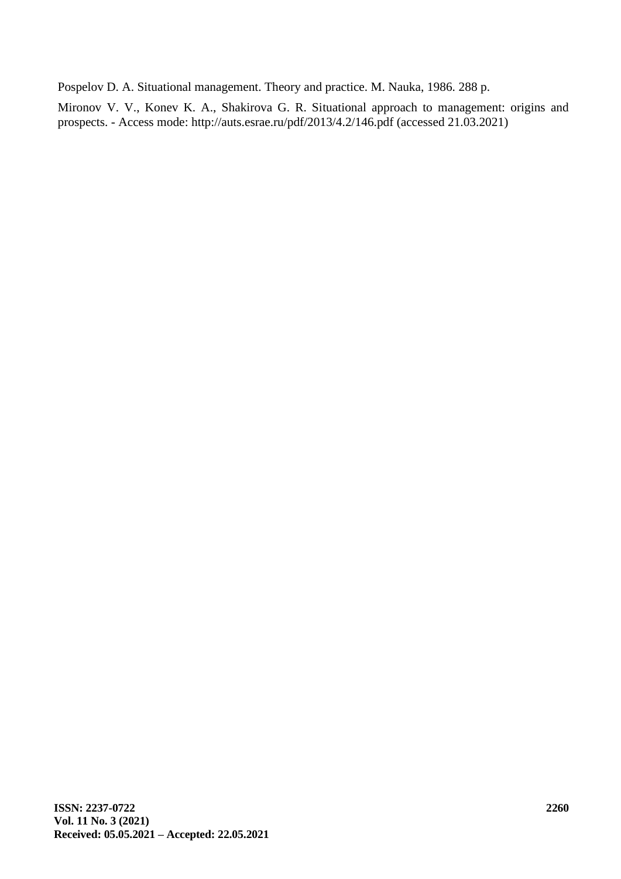Pospelov D. A. Situational management. Theory and practice. M. Nauka, 1986. 288 p.

Mironov V. V., Konev K. A., Shakirova G. R. Situational approach to management: origins and prospects. - Access mode: http://auts.esrae.ru/pdf/2013/4.2/146.pdf (accessed 21.03.2021)